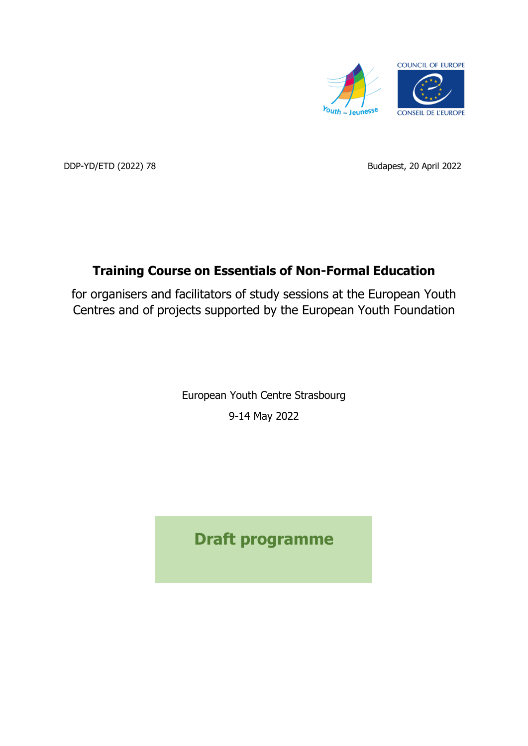DDP-YD/ETD (2022) 78

Budapest, 20 April 2022

# Training Course on Essentials of Non-Formal Education

for organisers and facilitators of study sessions at the European Youth Centres and of projects supported by the European Youth Foundation

European Youth Centre Strasbourg

9-14 May 2022

## Draft programme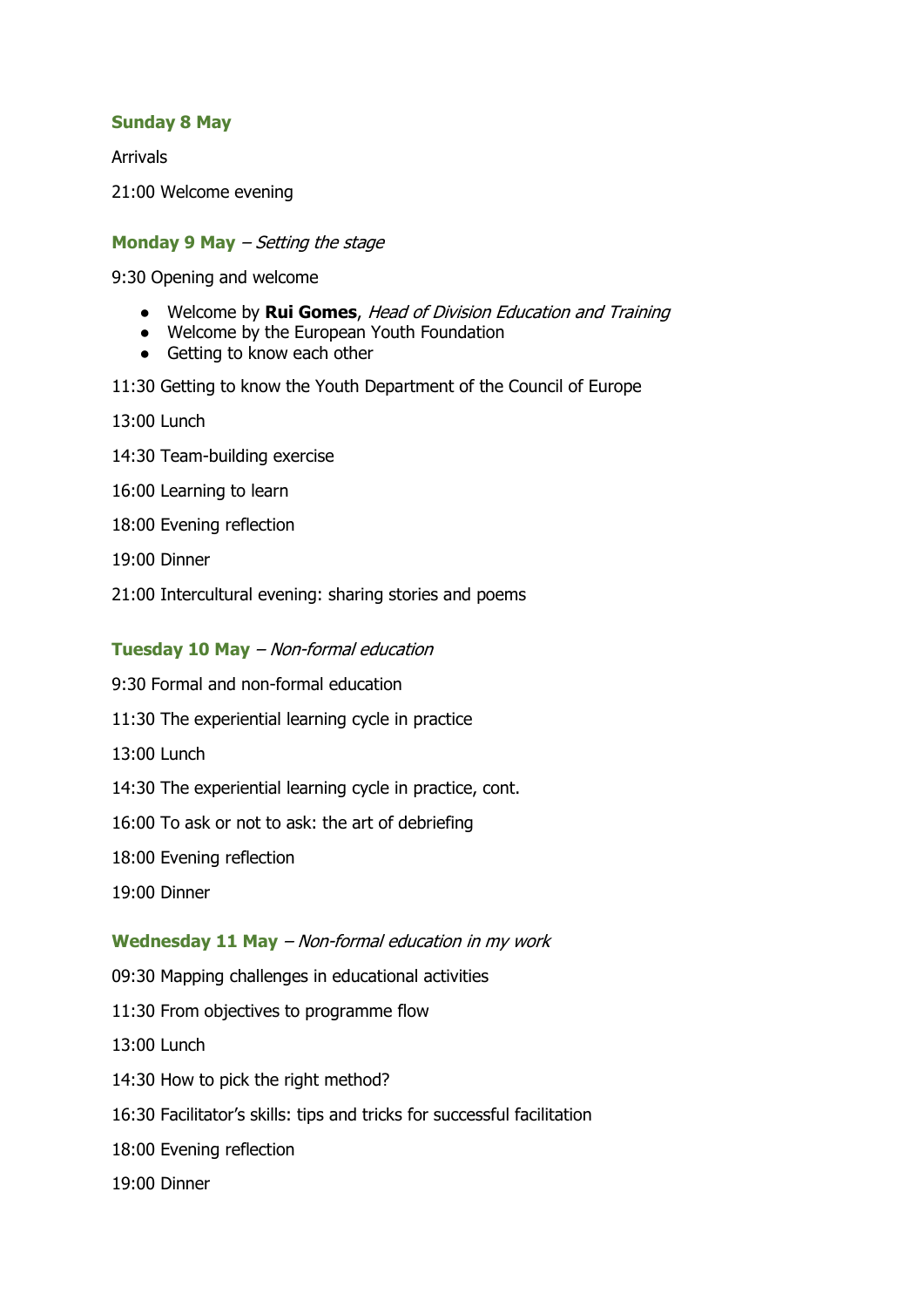### Sunday 8 May

Arrivals

21:00 Welcome evening

### Monday 9 May – *Setting the stage*

9:30 Opening and welcome

- Welcome by **Rui Gomes**, *Head of Division Education and Training*
- Welcome by the European Youth Foundation
- Getting to know each other

11:30 Getting to know the Youth Department of the Council of Europe

13:00 Lunch

14:30 Team-building exercise

16:00 Learning to learn

18:00 Evening reflection

19:00 Dinner

21:00 Intercultural evening: sharing stories and poems

### Tuesday 10 May – *Non-formal education*

9:30 Formal and non-formal education

11:30 The experiential learning cycle in practice

13:00 Lunch

14:30 The experiential learning cycle in practice, cont.

16:00 To ask or not to ask: the art of debriefing

18:00 Evening reflection

19:00 Dinner

### Wednesday 11 May – *Non-formal education in my work*

09:30 Mapping challenges in educational activities

11:30 From objectives to programme flow

13:00 Lunch

14:30 How to pick the right method?

16:30 Facilitator's skills: tips and tricks for successful facilitation

18:00 Evening reflection

19:00 Dinner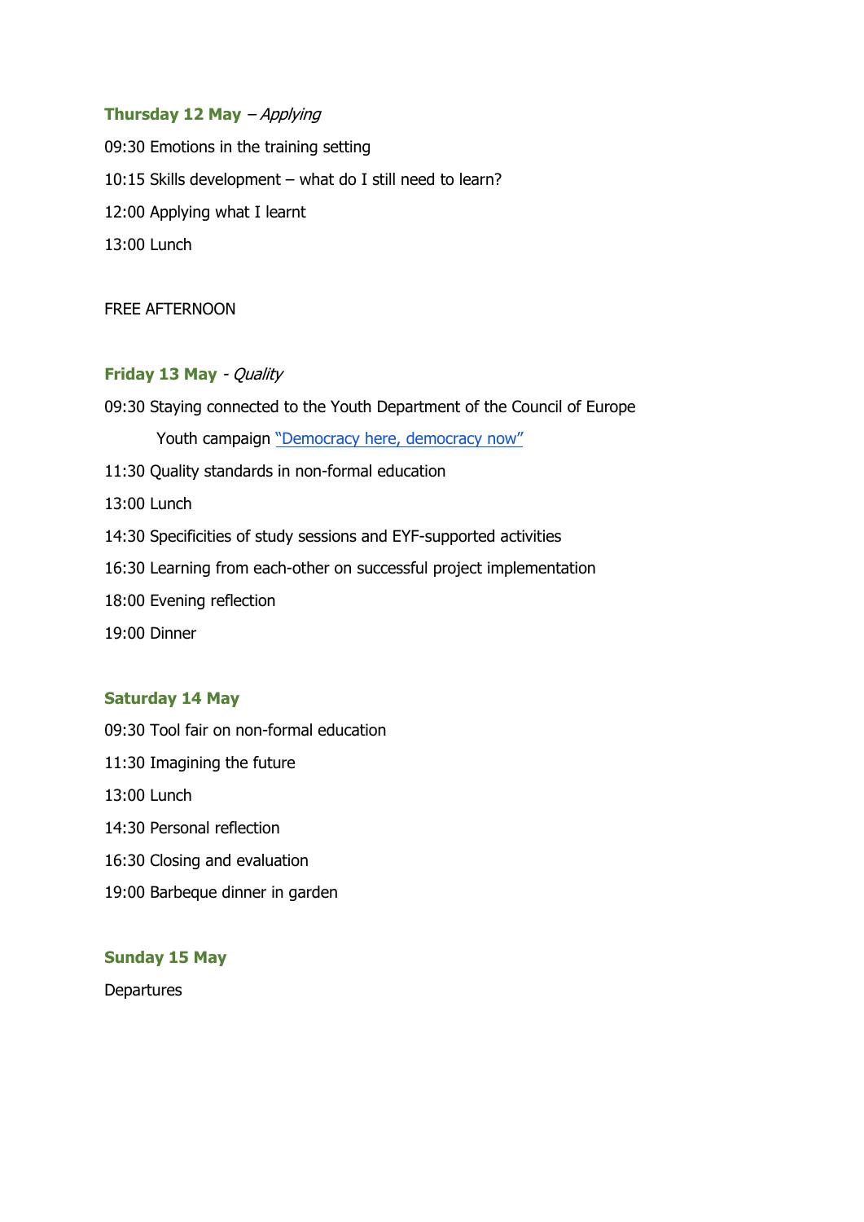**Thursday 12 May** – *Applying*

09:30 Emotions in the training setting

10:15 Skills development – what do I still need to learn?

12:00 Applying what I learnt

13:00 Lunch

FREE AFTERNOON

**Friday 13 May** - *Quality*

09:30 Staying connected to the Youth Department of the Council of Europe

Youth campaign "Democracy here, democracy now"

11:30 Quality standards in non-formal education

13:00 Lunch

14:30 Specificities of study sessions and EYF-supported activities

16:30 Learning from each-other on successful project implementation

18:00 Evening reflection

19:00 Dinner

**Saturday 14 May**

09:30 Tool fair on non-formal education

11:30 Imagining the future

13:00 Lunch

14:30 Personal reflection

16:30 Closing and evaluation

19:00 Barbeque dinner in garden

**Sunday 15 May**

Departures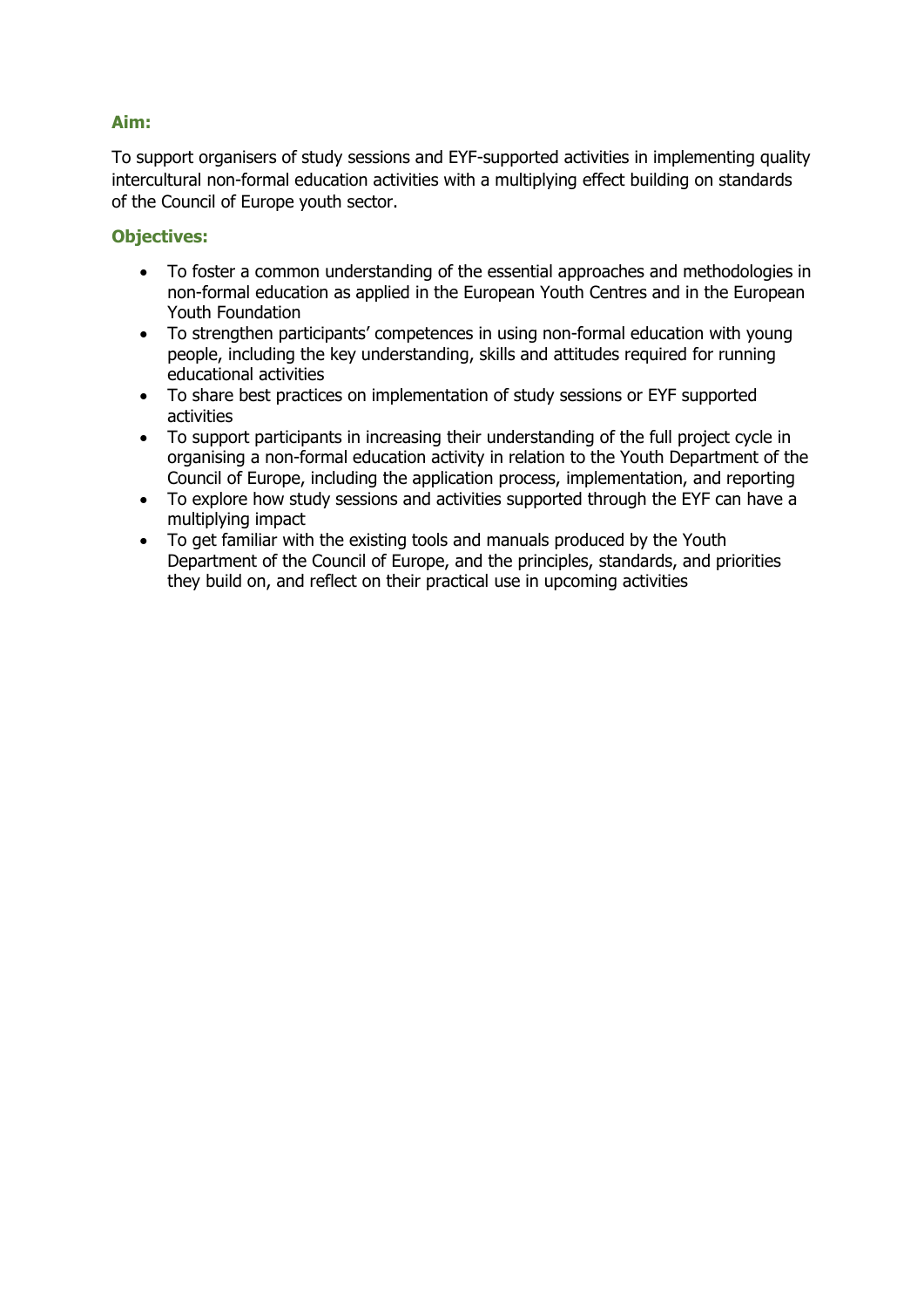**Aim:**

To support organisers of study sessions and EYF-supported activities in implementing quality intercultural non-formal education activities with a multiplying effect building on standards of the Council of Europe youth sector.

**Objectives:**

- To foster a common understanding of the essential approaches and methodologies in non-formal education as applied in the European Youth Centres and in the European Youth Foundation
- To strengthen participants' competences in using non-formal education with young people, including the key understanding, skills and attitudes required for running educational activities
- To share best practices on implementation of study sessions or EYF supported activities
- To support participants in increasing their understanding of the full project cycle in organising a non-formal education activity in relation to the Youth Department of the Council of Europe, including the application process, implementation, and reporting
- To explore how study sessions and activities supported through the EYF can have a multiplying impact
- To get familiar with the existing tools and manuals produced by the Youth Department of the Council of Europe, and the principles, standards, and priorities they build on, and reflect on their practical use in upcoming activities